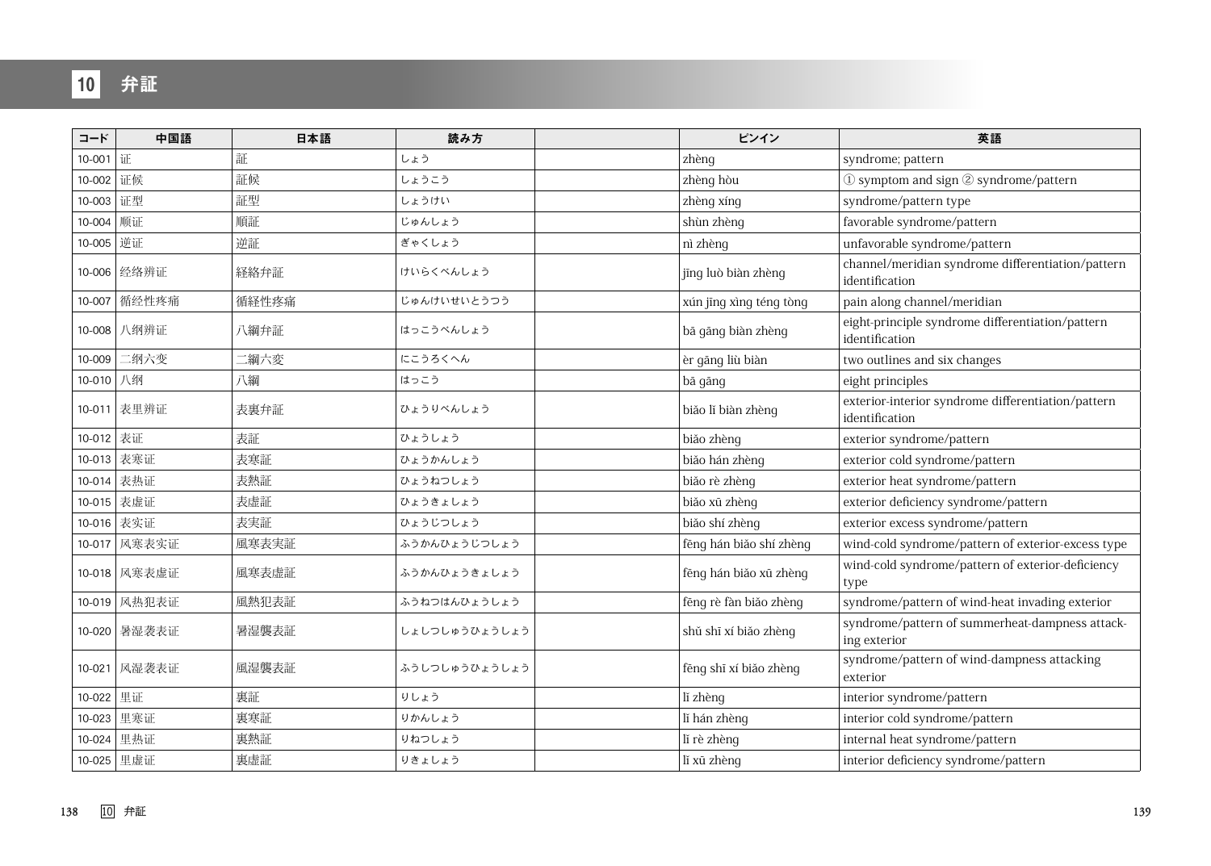# 10 弁証

| コード | 中国語 | 日本語 | 読み方 | | ピンイン | 英語 |
|---|---|---|---|---|---|---|
| 10-001 | 证 | 証 | しょう | | zhèng | syndrome; pattern |
| 10-002 | 证候 | 証候 | しょうこう | | zhèng hòu | ① symptom and sign ② syndrome/pattern |
| 10-003 | 证型 | 証型 | しょうけい | | zhèng xíng | syndrome/pattern type |
| 10-004 | 顺证 | 順証 | じゅんしょう | | shùn zhèng | favorable syndrome/pattern |
| 10-005 | 逆证 | 逆証 | ぎゃくしょう | | nì zhèng | unfavorable syndrome/pattern |
| 10-006 | 经络辨证 | 経絡弁証 | けいらくべんしょう | | jīng luò biàn zhèng | channel/meridian syndrome differentiation/pattern identification |
| 10-007 | 循经性疼痛 | 循経性疼痛 | じゅんけいせいとうつう | | xún jīng xìng téng tòng | pain along channel/meridian |
| 10-008 | 八纲辨证 | 八綱弁証 | はっこうべんしょう | | bā gāng biàn zhèng | eight-principle syndrome differentiation/pattern identification |
| 10-009 | 二纲六变 | 二綱六変 | にこうろくへん | | èr gāng liù biàn | two outlines and six changes |
| 10-010 | 八纲 | 八綱 | はっこう | | bā gāng | eight principles |
| 10-011 | 表里辨证 | 表裏弁証 | ひょうりべんしょう | | biǎo lǐ biàn zhèng | exterior-interior syndrome differentiation/pattern identification |
| 10-012 | 表证 | 表証 | ひょうしょう | | biǎo zhèng | exterior syndrome/pattern |
| 10-013 | 表寒证 | 表寒証 | ひょうかんしょう | | biǎo hán zhèng | exterior cold syndrome/pattern |
| 10-014 | 表热证 | 表熱証 | ひょうねつしょう | | biǎo rè zhèng | exterior heat syndrome/pattern |
| 10-015 | 表虚证 | 表虚証 | ひょうきょしょう | | biǎo xū zhèng | exterior deficiency syndrome/pattern |
| 10-016 | 表实证 | 表実証 | ひょうじつしょう | | biǎo shí zhèng | exterior excess syndrome/pattern |
| 10-017 | 风寒表实证 | 風寒表実証 | ふうかんひょうじつしょう | | fēng hán biǎo shí zhèng | wind-cold syndrome/pattern of exterior-excess type |
| 10-018 | 风寒表虚证 | 風寒表虚証 | ふうかんひょうきょしょう | | fēng hán biǎo xū zhèng | wind-cold syndrome/pattern of exterior-deficiency type |
| 10-019 | 风热犯表证 | 風熱犯表証 | ふうねつはんひょうしょう | | fēng rè fàn biǎo zhèng | syndrome/pattern of wind-heat invading exterior |
| 10-020 | 暑湿袭表证 | 暑湿襲表証 | しょしつしゅうひょうしょう | | shǔ shī xí biǎo zhèng | syndrome/pattern of summerheat-dampness attacking exterior |
| 10-021 | 风湿袭表证 | 風湿襲表証 | ふうしつしゅうひょうしょう | | fēng shī xí biǎo zhèng | syndrome/pattern of wind-dampness attacking exterior |
| 10-022 | 里证 | 裏証 | りしょう | | lǐ zhèng | interior syndrome/pattern |
| 10-023 | 里寒证 | 裏寒証 | りかんしょう | | lǐ hán zhèng | interior cold syndrome/pattern |
| 10-024 | 里热证 | 裏熱証 | りねつしょう | | lǐ rè zhèng | internal heat syndrome/pattern |
| 10-025 | 里虚证 | 裏虚証 | りきょしょう | | lǐ xū zhèng | interior deficiency syndrome/pattern |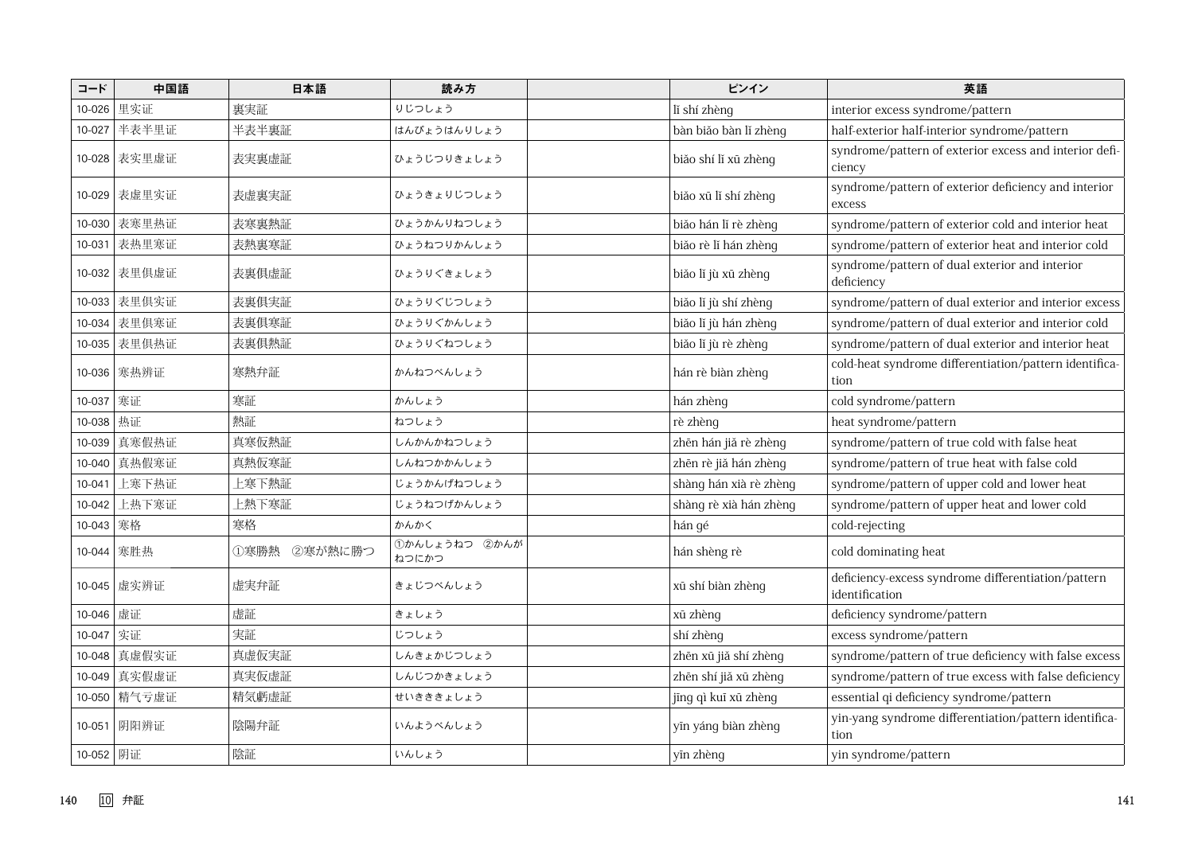| コード | 中国語 | 日本語 | 読み方 | | ピンイン | 英語 |
|---|---|---|---|---|---|---|
| 10-026 | 里实证 | 裏実証 | りじつしょう | | lǐ shí zhèng | interior excess syndrome/pattern |
| 10-027 | 半表半里证 | 半表半裏証 | はんぴょうはんりしょう | | bàn biǎo bàn lǐ zhèng | half-exterior half-interior syndrome/pattern |
| 10-028 | 表实里虚证 | 表実裏虚証 | ひょうじつりきょしょう | | biǎo shí lǐ xū zhèng | syndrome/pattern of exterior excess and interior deficiency |
| 10-029 | 表虚里实证 | 表虚裏実証 | ひょうきょりじつしょう | | biǎo xū lǐ shí zhèng | syndrome/pattern of exterior deficiency and interior excess |
| 10-030 | 表寒里热证 | 表寒裏熱証 | ひょうかんりねつしょう | | biǎo hán lǐ rè zhèng | syndrome/pattern of exterior cold and interior heat |
| 10-031 | 表热里寒证 | 表熱裏寒証 | ひょうねつりかんしょう | | biǎo rè lǐ hán zhèng | syndrome/pattern of exterior heat and interior cold |
| 10-032 | 表里俱虚证 | 表裏倶虚証 | ひょうりぐきょしょう | | biǎo lǐ jù xū zhèng | syndrome/pattern of dual exterior and interior deficiency |
| 10-033 | 表里俱实证 | 表裏倶実証 | ひょうりぐじつしょう | | biǎo lǐ jù shí zhèng | syndrome/pattern of dual exterior and interior excess |
| 10-034 | 表里俱寒证 | 表裏倶寒証 | ひょうりぐかんしょう | | biǎo lǐ jù hán zhèng | syndrome/pattern of dual exterior and interior cold |
| 10-035 | 表里俱热证 | 表裏倶熱証 | ひょうりぐねつしょう | | biǎo lǐ jù rè zhèng | syndrome/pattern of dual exterior and interior heat |
| 10-036 | 寒热辨证 | 寒熱弁証 | かんねつべんしょう | | hán rè biàn zhèng | cold-heat syndrome differentiation/pattern identification |
| 10-037 | 寒证 | 寒証 | かんしょう | | hán zhèng | cold syndrome/pattern |
| 10-038 | 热证 | 熱証 | ねつしょう | | rè zhèng | heat syndrome/pattern |
| 10-039 | 真寒假热证 | 真寒仮熱証 | しんかんかねつしょう | | zhēn hán jiǎ rè zhèng | syndrome/pattern of true cold with false heat |
| 10-040 | 真热假寒证 | 真熱仮寒証 | しんねつかかんしょう | | zhēn rè jiǎ hán zhèng | syndrome/pattern of true heat with false cold |
| 10-041 | 上寒下热证 | 上寒下熱証 | じょうかんげねつしょう | | shàng hán xià rè zhèng | syndrome/pattern of upper cold and lower heat |
| 10-042 | 上热下寒证 | 上熱下寒証 | じょうねつげかんしょう | | shàng rè xià hán zhèng | syndrome/pattern of upper heat and lower cold |
| 10-043 | 寒格 | 寒格 | かんかく | | hán gé | cold-rejecting |
| 10-044 | 寒胜热 | ①寒勝熱　②寒が熱に勝つ | ①かんしょうねつ　②かんがねつにかつ | | hán shèng rè | cold dominating heat |
| 10-045 | 虚实辨证 | 虚実弁証 | きょじつべんしょう | | xū shí biàn zhèng | deficiency-excess syndrome differentiation/pattern identification |
| 10-046 | 虚证 | 虚証 | きょしょう | | xū zhèng | deficiency syndrome/pattern |
| 10-047 | 实证 | 実証 | じつしょう | | shí zhèng | excess syndrome/pattern |
| 10-048 | 真虚假实证 | 真虚仮実証 | しんきょかじつしょう | | zhēn xū jiǎ shí zhèng | syndrome/pattern of true deficiency with false excess |
| 10-049 | 真实假虚证 | 真実仮虚証 | しんじつかきょしょう | | zhēn shí jiǎ xū zhèng | syndrome/pattern of true excess with false deficiency |
| 10-050 | 精气亏虚证 | 精気虧虚証 | せいききききょしょう | | jīng qì kuī xū zhèng | essential qi deficiency syndrome/pattern |
| 10-051 | 阴阳辨证 | 陰陽弁証 | いんようべんしょう | | yīn yáng biàn zhèng | yin-yang syndrome differentiation/pattern identification |
| 10-052 | 阴证 | 陰証 | いんしょう | | yīn zhèng | yin syndrome/pattern |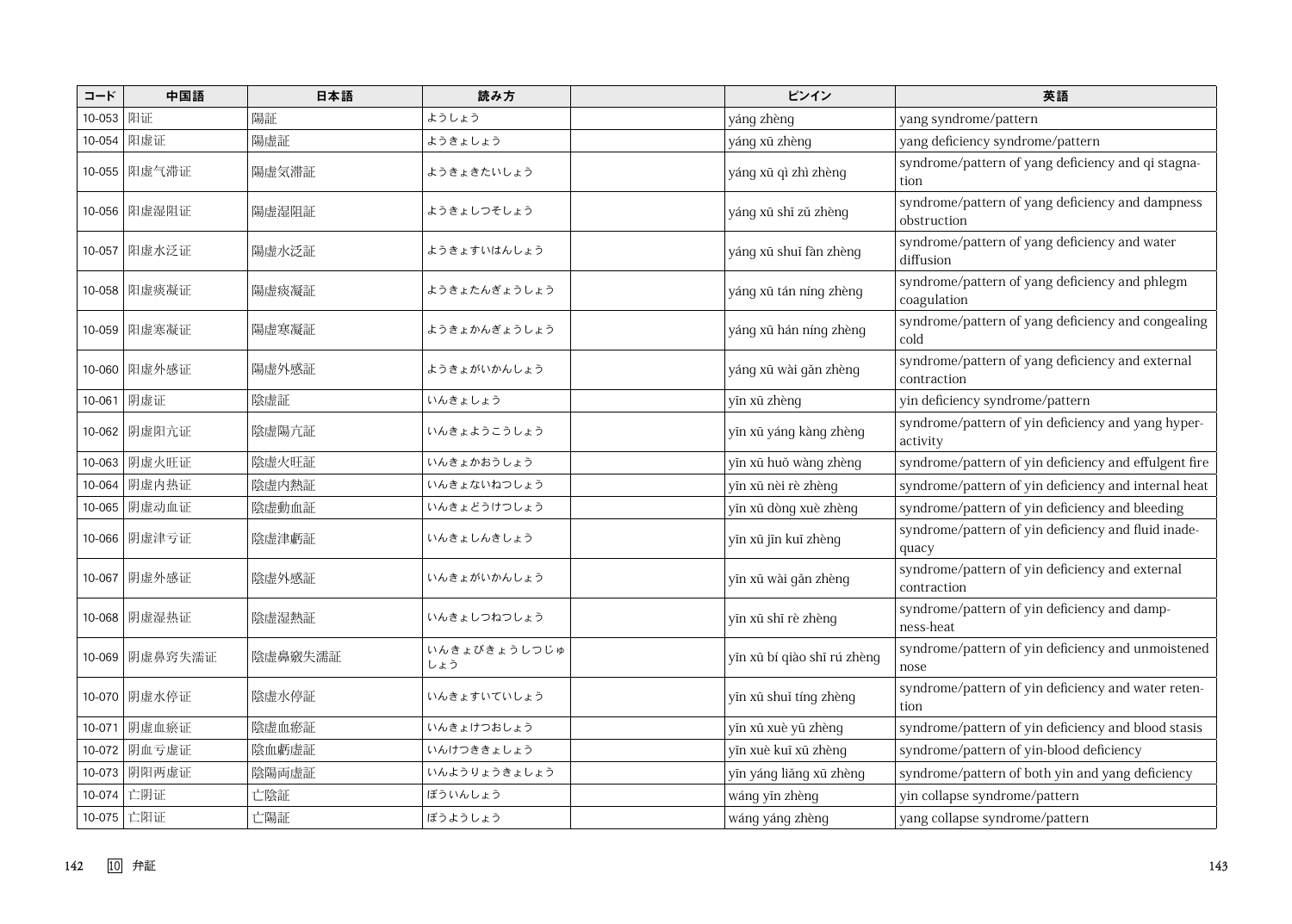| コード | 中国語 | 日本語 | 読み方 | | ピンイン | 英語 |
|---|---|---|---|---|---|---|
| 10-053 | 阳证 | 陽証 | ようしょう | | yáng zhèng | yang syndrome/pattern |
| 10-054 | 阳虚证 | 陽虚証 | ようきょしょう | | yáng xū zhèng | yang deficiency syndrome/pattern |
| 10-055 | 阳虚气滞证 | 陽虚気滞証 | ようきょきたいしょう | | yáng xū qì zhì zhèng | syndrome/pattern of yang deficiency and qi stagnation |
| 10-056 | 阳虚湿阻证 | 陽虚湿阻証 | ようきょしつそしょう | | yáng xū shī zǔ zhèng | syndrome/pattern of yang deficiency and dampness obstruction |
| 10-057 | 阳虚水泛证 | 陽虚水泛証 | ようきょすいはんしょう | | yáng xū shuǐ fàn zhèng | syndrome/pattern of yang deficiency and water diffusion |
| 10-058 | 阳虚痰凝证 | 陽虚痰凝証 | ようきょたんぎょうしょう | | yáng xū tán níng zhèng | syndrome/pattern of yang deficiency and phlegm coagulation |
| 10-059 | 阳虚寒凝证 | 陽虚寒凝証 | ようきょかんぎょうしょう | | yáng xū hán níng zhèng | syndrome/pattern of yang deficiency and congealing cold |
| 10-060 | 阳虚外感证 | 陽虚外感証 | ようきょがいかんしょう | | yáng xū wài gǎn zhèng | syndrome/pattern of yang deficiency and external contraction |
| 10-061 | 阴虚证 | 陰虚証 | いんきょしょう | | yīn xū zhèng | yin deficiency syndrome/pattern |
| 10-062 | 阴虚阳亢证 | 陰虚陽亢証 | いんきょようこうしょう | | yīn xū yáng kàng zhèng | syndrome/pattern of yin deficiency and yang hyperactivity |
| 10-063 | 阴虚火旺证 | 陰虚火旺証 | いんきょかおうしょう | | yīn xū huǒ wàng zhèng | syndrome/pattern of yin deficiency and effulgent fire |
| 10-064 | 阴虚内热证 | 陰虚内熱証 | いんきょないねつしょう | | yīn xū nèi rè zhèng | syndrome/pattern of yin deficiency and internal heat |
| 10-065 | 阴虚动血证 | 陰虚動血証 | いんきょどうけつしょう | | yīn xū dòng xuè zhèng | syndrome/pattern of yin deficiency and bleeding |
| 10-066 | 阴虚津亏证 | 陰虚津虧証 | いんきょしんきしょう | | yīn xū jīn kuī zhèng | syndrome/pattern of yin deficiency and fluid inadequacy |
| 10-067 | 阴虚外感证 | 陰虚外感証 | いんきょがいかんしょう | | yīn xū wài gǎn zhèng | syndrome/pattern of yin deficiency and external contraction |
| 10-068 | 阴虚湿热证 | 陰虚湿熱証 | いんきょしつねつしょう | | yīn xū shī rè zhèng | syndrome/pattern of yin deficiency and dampness-heat |
| 10-069 | 阴虚鼻窍失濡证 | 陰虚鼻竅失濡証 | いんきょびきょうしつじゅしょう | | yīn xū bí qiào shī rú zhèng | syndrome/pattern of yin deficiency and unmoistened nose |
| 10-070 | 阴虚水停证 | 陰虚水停証 | いんきょすいていしょう | | yīn xū shuǐ tíng zhèng | syndrome/pattern of yin deficiency and water retention |
| 10-071 | 阴虚血瘀证 | 陰虚血瘀証 | いんきょけつおしょう | | yīn xū xuè yū zhèng | syndrome/pattern of yin deficiency and blood stasis |
| 10-072 | 阴血亏虚证 | 陰血虧虚証 | いんけつききょしょう | | yīn xuè kuī xū zhèng | syndrome/pattern of yin-blood deficiency |
| 10-073 | 阴阳两虚证 | 陰陽両虚証 | いんようりょうきょしょう | | yīn yáng liǎng xū zhèng | syndrome/pattern of both yin and yang deficiency |
| 10-074 | 亡阴证 | 亡陰証 | ぼういんしょう | | wáng yīn zhèng | yin collapse syndrome/pattern |
| 10-075 | 亡阳证 | 亡陽証 | ぼうようしょう | | wáng yáng zhèng | yang collapse syndrome/pattern |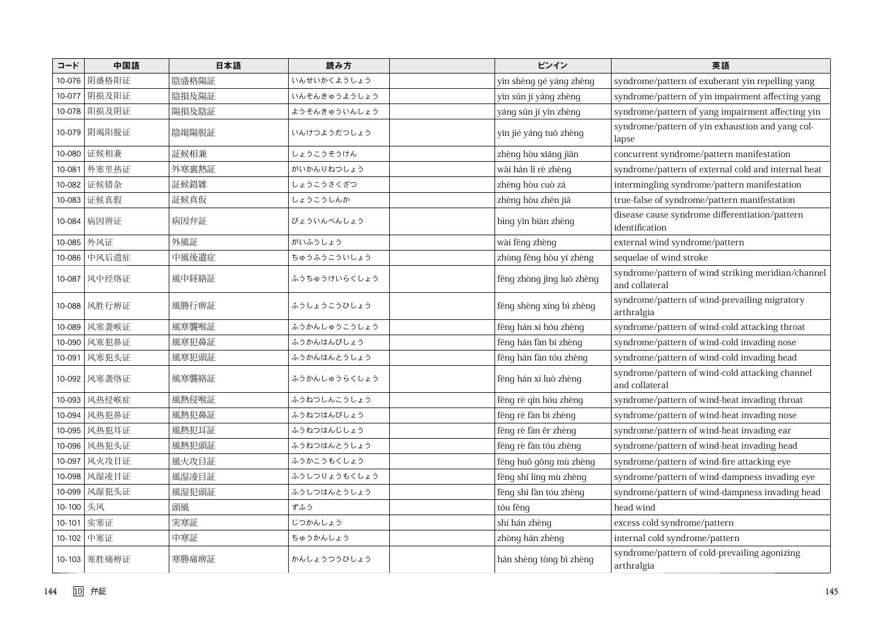| コード | 中国語 | 日本語 | 読み方 | | ピンイン | 英語 |
|---|---|---|---|---|---|---|
| 10-076 | 阴盛格阳证 | 陰盛格陽証 | いんせいかくようしょう | | yīn shèng gé yáng zhèng | syndrome/pattern of exuberant yin repelling yang |
| 10-077 | 阴损及阳证 | 陰損及陽証 | いんそんきゅうようしょう | | yīn sǔn jí yáng zhèng | syndrome/pattern of yin impairment affecting yang |
| 10-078 | 阳损及阴证 | 陽損及陰証 | ようそんきゅういんしょう | | yáng sǔn jí yīn zhèng | syndrome/pattern of yang impairment affecting yin |
| 10-079 | 阴竭阳脱证 | 陰竭陽脱証 | いんけつようだつしょう | | yīn jié yáng tuō zhèng | syndrome/pattern of yin exhaustion and yang collapse |
| 10-080 | 证候相兼 | 証候相兼 | しょうこうそうけん | | zhèng hòu xiāng jiān | concurrent syndrome/pattern manifestation |
| 10-081 | 外寒里热证 | 外寒裏熱証 | がいかんりねつしょう | | wài hán lǐ rè zhèng | syndrome/pattern of external cold and internal heat |
| 10-082 | 证候错杂 | 証候錯雑 | しょうこうさくざつ | | zhèng hòu cuò zá | intermingling syndrome/pattern manifestation |
| 10-083 | 证候真假 | 証候真仮 | しょうこうしんか | | zhèng hòu zhēn jiǎ | true-false of syndrome/pattern manifestation |
| 10-084 | 病因辨证 | 病因弁証 | びょういんべんしょう | | bìng yīn biàn zhèng | disease cause syndrome differentiation/pattern identification |
| 10-085 | 外风证 | 外風証 | がいふうしょう | | wài fēng zhèng | external wind syndrome/pattern |
| 10-086 | 中风后遗症 | 中風後遺症 | ちゅうふうこういしょう | | zhòng fēng hòu yí zhèng | sequelae of wind stroke |
| 10-087 | 风中经络证 | 風中経絡証 | ふうちゅうけいらくしょう | | fēng zhòng jīng luò zhèng | syndrome/pattern of wind striking meridian/channel and collateral |
| 10-088 | 风胜行痹证 | 風勝行痹証 | ふうしょうこうひしょう | | fēng shèng xíng bì zhèng | syndrome/pattern of wind-prevailing migratory arthralgia |
| 10-089 | 风寒袭喉证 | 風寒襲喉証 | ふうかんしゅうこうしょう | | fēng hán xí hóu zhèng | syndrome/pattern of wind-cold attacking throat |
| 10-090 | 风寒犯鼻证 | 風寒犯鼻証 | ふうかんはんびしょう | | fēng hán fàn bí zhèng | syndrome/pattern of wind-cold invading nose |
| 10-091 | 风寒犯头证 | 風寒犯頭証 | ふうかんはんとうしょう | | fēng hán fàn tóu zhèng | syndrome/pattern of wind-cold invading head |
| 10-092 | 风寒袭络证 | 風寒襲絡証 | ふうかんしゅうらくしょう | | fēng hán xí luò zhèng | syndrome/pattern of wind-cold attacking channel and collateral |
| 10-093 | 风热侵喉症 | 風熱侵喉証 | ふうねつしんこうしょう | | fēng rè qīn hóu zhèng | syndrome/pattern of wind-heat invading throat |
| 10-094 | 风热犯鼻证 | 風熱犯鼻証 | ふうねつはんびしょう | | fēng rè fàn bí zhèng | syndrome/pattern of wind-heat invading nose |
| 10-095 | 风热犯耳证 | 風熱犯耳証 | ふうねつはんじしょう | | fēng rè fàn ěr zhèng | syndrome/pattern of wind-heat invading ear |
| 10-096 | 风热犯头证 | 風熱犯頭証 | ふうねつはんとうしょう | | fēng rè fàn tóu zhèng | syndrome/pattern of wind-heat invading head |
| 10-097 | 风火攻目证 | 風火攻目証 | ふうかこうもくしょう | | fēng huǒ gōng mù zhèng | syndrome/pattern of wind-fire attacking eye |
| 10-098 | 风湿凌目证 | 風湿凌目証 | ふうしつりょうもくしょう | | fēng shī líng mù zhèng | syndrome/pattern of wind-dampness invading eye |
| 10-099 | 风湿犯头证 | 風湿犯頭証 | ふうしつはんとうしょう | | fēng shī fàn tóu zhèng | syndrome/pattern of wind-dampness invading head |
| 10-100 | 头风 | 頭風 | ずふう | | tóu fēng | head wind |
| 10-101 | 实寒证 | 実寒証 | じつかんしょう | | shí hán zhèng | excess cold syndrome/pattern |
| 10-102 | 中寒证 | 中寒証 | ちゅうかんしょう | | zhòng hán zhèng | internal cold syndrome/pattern |
| 10-103 | 寒胜痛痹证 | 寒勝痛痹証 | かんしょうつうひしょう | | hán shèng tòng bì zhèng | syndrome/pattern of cold-prevailing agonizing arthralgia |